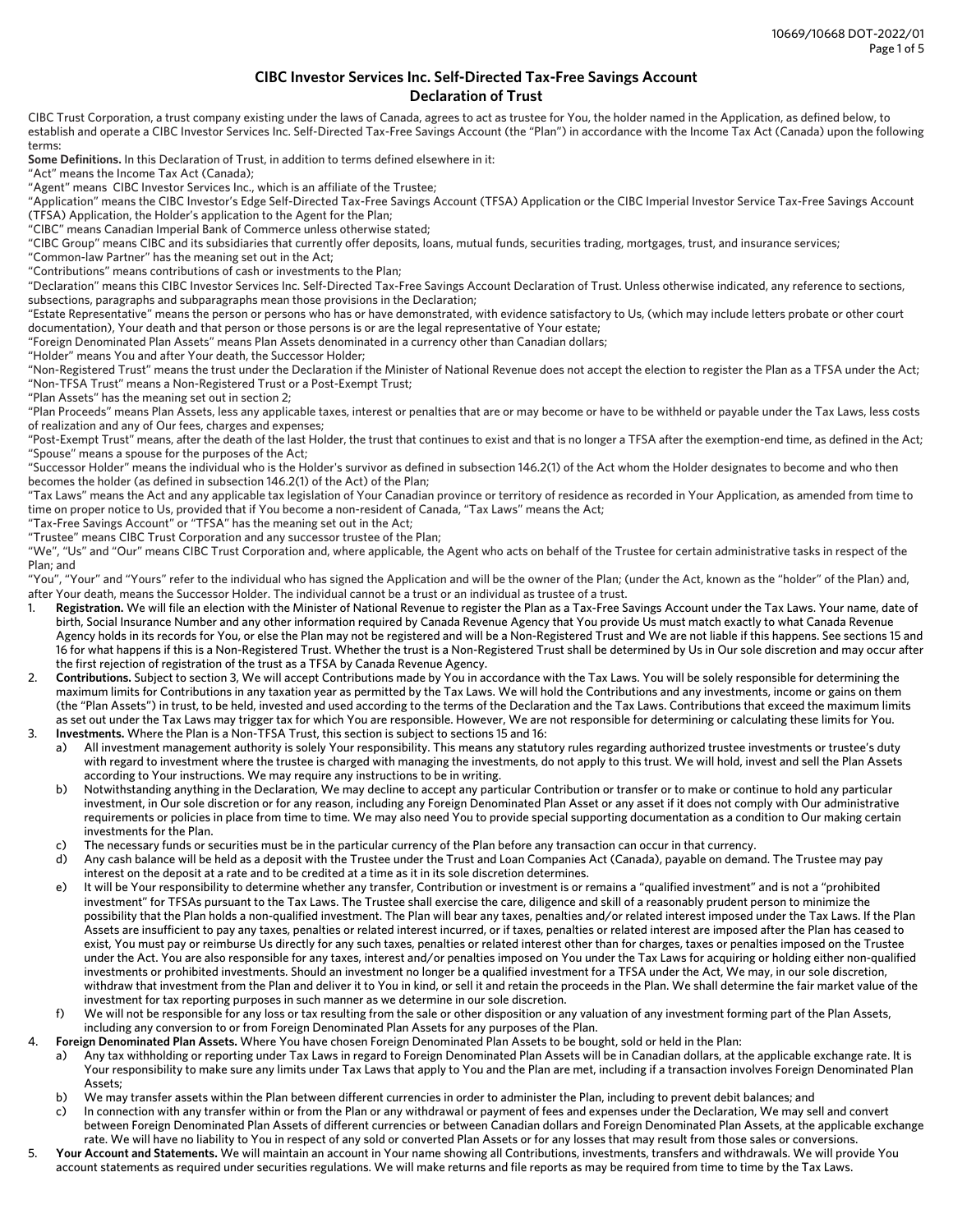# CIBC Investor Services Inc. Self-Directed Tax-Free Savings Account
## Declaration of Trust

CIBC Trust Corporation, a trust company existing under the laws of Canada, agrees to act as trustee for You, the holder named in the Application, as defined below, to establish and operate a CIBC Investor Services Inc. Self-Directed Tax-Free Savings Account (the "Plan") in accordance with the Income Tax Act (Canada) upon the following terms:

**Some Definitions.** In this Declaration of Trust, in addition to terms defined elsewhere in it:

"Act" means the Income Tax Act (Canada);

"Agent" means CIBC Investor Services Inc., which is an affiliate of the Trustee;

"Application" means the CIBC Investor's Edge Self-Directed Tax-Free Savings Account (TFSA) Application or the CIBC Imperial Investor Service Tax-Free Savings Account (TFSA) Application, the Holder's application to the Agent for the Plan;

"CIBC" means Canadian Imperial Bank of Commerce unless otherwise stated;

"CIBC Group" means CIBC and its subsidiaries that currently offer deposits, loans, mutual funds, securities trading, mortgages, trust, and insurance services;

"Common-law Partner" has the meaning set out in the Act;

"Contributions" means contributions of cash or investments to the Plan;

"Declaration" means this CIBC Investor Services Inc. Self-Directed Tax-Free Savings Account Declaration of Trust. Unless otherwise indicated, any reference to sections, subsections, paragraphs and subparagraphs mean those provisions in the Declaration;

"Estate Representative" means the person or persons who has or have demonstrated, with evidence satisfactory to Us, (which may include letters probate or other court documentation), Your death and that person or those persons is or are the legal representative of Your estate;

"Foreign Denominated Plan Assets" means Plan Assets denominated in a currency other than Canadian dollars;

"Holder" means You and after Your death, the Successor Holder;

"Non-Registered Trust" means the trust under the Declaration if the Minister of National Revenue does not accept the election to register the Plan as a TFSA under the Act;

"Non-TFSA Trust" means a Non-Registered Trust or a Post-Exempt Trust;

"Plan Assets" has the meaning set out in section 2;

"Plan Proceeds" means Plan Assets, less any applicable taxes, interest or penalties that are or may become or have to be withheld or payable under the Tax Laws, less costs of realization and any of Our fees, charges and expenses;

"Post-Exempt Trust" means, after the death of the last Holder, the trust that continues to exist and that is no longer a TFSA after the exemption-end time, as defined in the Act;

"Spouse" means a spouse for the purposes of the Act;

"Successor Holder" means the individual who is the Holder's survivor as defined in subsection 146.2(1) of the Act whom the Holder designates to become and who then becomes the holder (as defined in subsection 146.2(1) of the Act) of the Plan;

"Tax Laws" means the Act and any applicable tax legislation of Your Canadian province or territory of residence as recorded in Your Application, as amended from time to time on proper notice to Us, provided that if You become a non-resident of Canada, "Tax Laws" means the Act;

"Tax-Free Savings Account" or "TFSA" has the meaning set out in the Act;

"Trustee" means CIBC Trust Corporation and any successor trustee of the Plan;

"We", "Us" and "Our" means CIBC Trust Corporation and, where applicable, the Agent who acts on behalf of the Trustee for certain administrative tasks in respect of the Plan; and

"You", "Your" and "Yours" refer to the individual who has signed the Application and will be the owner of the Plan; (under the Act, known as the "holder" of the Plan) and, after Your death, means the Successor Holder. The individual cannot be a trust or an individual as trustee of a trust.

1. **Registration.** We will file an election with the Minister of National Revenue to register the Plan as a Tax-Free Savings Account under the Tax Laws. Your name, date of birth, Social Insurance Number and any other information required by Canada Revenue Agency that You provide Us must match exactly to what Canada Revenue Agency holds in its records for You, or else the Plan may not be registered and will be a Non-Registered Trust and We are not liable if this happens. See sections 15 and 16 for what happens if this is a Non-Registered Trust. Whether the trust is a Non-Registered Trust shall be determined by Us in Our sole discretion and may occur after the first rejection of registration of the trust as a TFSA by Canada Revenue Agency.
2. **Contributions.** Subject to section 3, We will accept Contributions made by You in accordance with the Tax Laws. You will be solely responsible for determining the maximum limits for Contributions in any taxation year as permitted by the Tax Laws. We will hold the Contributions and any investments, income or gains on them (the "Plan Assets") in trust, to be held, invested and used according to the terms of the Declaration and the Tax Laws. Contributions that exceed the maximum limits as set out under the Tax Laws may trigger tax for which You are responsible. However, We are not responsible for determining or calculating these limits for You.
3. **Investments.** Where the Plan is a Non-TFSA Trust, this section is subject to sections 15 and 16:
   a) All investment management authority is solely Your responsibility. This means any statutory rules regarding authorized trustee investments or trustee's duty with regard to investment where the trustee is charged with managing the investments, do not apply to this trust. We will hold, invest and sell the Plan Assets according to Your instructions. We may require any instructions to be in writing.
   b) Notwithstanding anything in the Declaration, We may decline to accept any particular Contribution or transfer or to make or continue to hold any particular investment, in Our sole discretion or for any reason, including any Foreign Denominated Plan Asset or any asset if it does not comply with Our administrative requirements or policies in place from time to time. We may also need You to provide special supporting documentation as a condition to Our making certain investments for the Plan.
   c) The necessary funds or securities must be in the particular currency of the Plan before any transaction can occur in that currency.
   d) Any cash balance will be held as a deposit with the Trustee under the Trust and Loan Companies Act (Canada), payable on demand. The Trustee may pay interest on the deposit at a rate and to be credited at a time as it in its sole discretion determines.
   e) It will be Your responsibility to determine whether any transfer, Contribution or investment is or remains a "qualified investment" and is not a "prohibited investment" for TFSAs pursuant to the Tax Laws. The Trustee shall exercise the care, diligence and skill of a reasonably prudent person to minimize the possibility that the Plan holds a non-qualified investment. The Plan will bear any taxes, penalties and/or related interest imposed under the Tax Laws. If the Plan Assets are insufficient to pay any taxes, penalties or related interest incurred, or if taxes, penalties or related interest are imposed after the Plan has ceased to exist, You must pay or reimburse Us directly for any such taxes, penalties or related interest other than for charges, taxes or penalties imposed on the Trustee under the Act. You are also responsible for any taxes, interest and/or penalties imposed on You under the Tax Laws for acquiring or holding either non-qualified investments or prohibited investments. Should an investment no longer be a qualified investment for a TFSA under the Act, We may, in our sole discretion, withdraw that investment from the Plan and deliver it to You in kind, or sell it and retain the proceeds in the Plan. We shall determine the fair market value of the investment for tax reporting purposes in such manner as we determine in our sole discretion.
   f) We will not be responsible for any loss or tax resulting from the sale or other disposition or any valuation of any investment forming part of the Plan Assets, including any conversion to or from Foreign Denominated Plan Assets for any purposes of the Plan.
4. **Foreign Denominated Plan Assets.** Where You have chosen Foreign Denominated Plan Assets to be bought, sold or held in the Plan:
   a) Any tax withholding or reporting under Tax Laws in regard to Foreign Denominated Plan Assets will be in Canadian dollars, at the applicable exchange rate. It is Your responsibility to make sure any limits under Tax Laws that apply to You and the Plan are met, including if a transaction involves Foreign Denominated Plan Assets;
   b) We may transfer assets within the Plan between different currencies in order to administer the Plan, including to prevent debit balances; and
   c) In connection with any transfer within or from the Plan or any withdrawal or payment of fees and expenses under the Declaration, We may sell and convert between Foreign Denominated Plan Assets of different currencies or between Canadian dollars and Foreign Denominated Plan Assets, at the applicable exchange rate. We will have no liability to You in respect of any sold or converted Plan Assets or for any losses that may result from those sales or conversions.
5. **Your Account and Statements.** We will maintain an account in Your name showing all Contributions, investments, transfers and withdrawals. We will provide You account statements as required under securities regulations. We will make returns and file reports as may be required from time to time by the Tax Laws.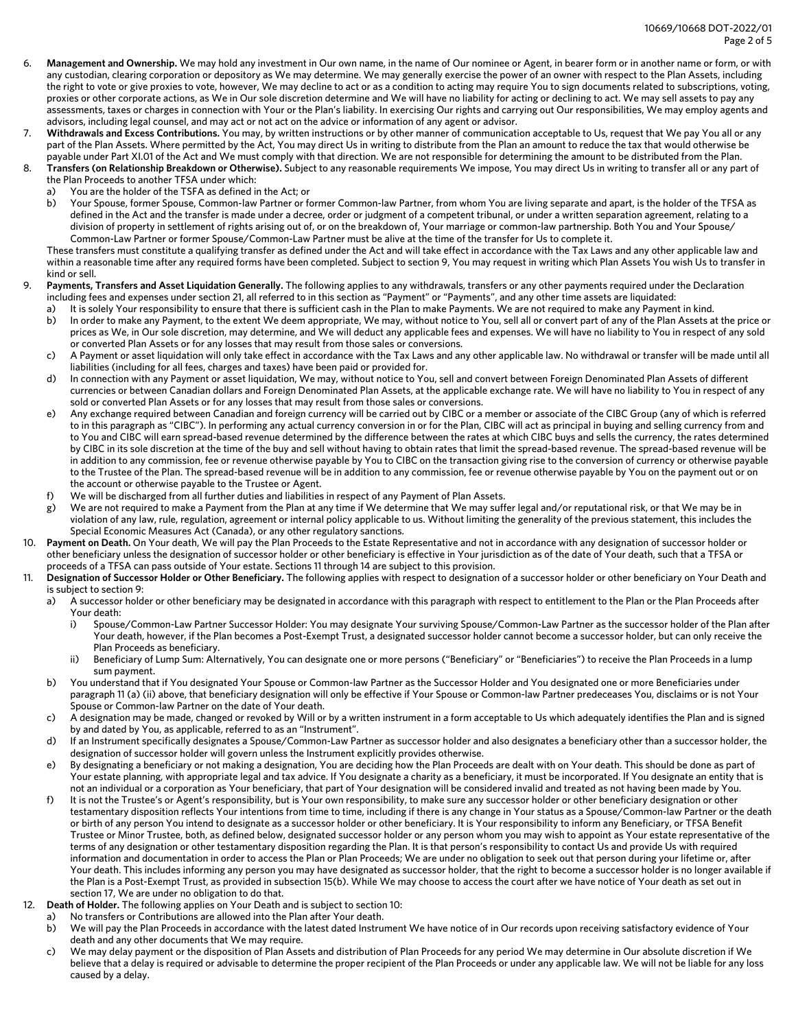6. **Management and Ownership.** We may hold any investment in Our own name, in the name of Our nominee or Agent, in bearer form or in another name or form, or with any custodian, clearing corporation or depository as We may determine. We may generally exercise the power of an owner with respect to the Plan Assets, including the right to vote or give proxies to vote, however, We may decline to act or as a condition to acting may require You to sign documents related to subscriptions, voting, proxies or other corporate actions, as We in Our sole discretion determine and We will have no liability for acting or declining to act. We may sell assets to pay any assessments, taxes or charges in connection with Your or the Plan's liability. In exercising Our rights and carrying out Our responsibilities, We may employ agents and advisors, including legal counsel, and may act or not act on the advice or information of any agent or advisor.
7. **Withdrawals and Excess Contributions.** You may, by written instructions or by other manner of communication acceptable to Us, request that We pay You all or any part of the Plan Assets. Where permitted by the Act, You may direct Us in writing to distribute from the Plan an amount to reduce the tax that would otherwise be payable under Part XI.01 of the Act and We must comply with that direction. We are not responsible for determining the amount to be distributed from the Plan.
8. **Transfers (on Relationship Breakdown or Otherwise).** Subject to any reasonable requirements We impose, You may direct Us in writing to transfer all or any part of the Plan Proceeds to another TFSA under which:
   a) You are the holder of the TSFA as defined in the Act; or
   b) Your Spouse, former Spouse, Common-law Partner or former Common-law Partner, from whom You are living separate and apart, is the holder of the TFSA as defined in the Act and the transfer is made under a decree, order or judgment of a competent tribunal, or under a written separation agreement, relating to a division of property in settlement of rights arising out of, or on the breakdown of, Your marriage or common-law partnership. Both You and Your Spouse/Common-Law Partner or former Spouse/Common-Law Partner must be alive at the time of the transfer for Us to complete it.

   These transfers must constitute a qualifying transfer as defined under the Act and will take effect in accordance with the Tax Laws and any other applicable law and within a reasonable time after any required forms have been completed. Subject to section 9, You may request in writing which Plan Assets You wish Us to transfer in kind or sell.
9. **Payments, Transfers and Asset Liquidation Generally.** The following applies to any withdrawals, transfers or any other payments required under the Declaration including fees and expenses under section 21, all referred to in this section as "Payment" or "Payments", and any other time assets are liquidated:
   a) It is solely Your responsibility to ensure that there is sufficient cash in the Plan to make Payments. We are not required to make any Payment in kind.
   b) In order to make any Payment, to the extent We deem appropriate, We may, without notice to You, sell all or convert part of any of the Plan Assets at the price or prices as We, in Our sole discretion, may determine, and We will deduct any applicable fees and expenses. We will have no liability to You in respect of any sold or converted Plan Assets or for any losses that may result from those sales or conversions.
   c) A Payment or asset liquidation will only take effect in accordance with the Tax Laws and any other applicable law. No withdrawal or transfer will be made until all liabilities (including for all fees, charges and taxes) have been paid or provided for.
   d) In connection with any Payment or asset liquidation, We may, without notice to You, sell and convert between Foreign Denominated Plan Assets of different currencies or between Canadian dollars and Foreign Denominated Plan Assets, at the applicable exchange rate. We will have no liability to You in respect of any sold or converted Plan Assets or for any losses that may result from those sales or conversions.
   e) Any exchange required between Canadian and foreign currency will be carried out by CIBC or a member or associate of the CIBC Group (any of which is referred to in this paragraph as "CIBC"). In performing any actual currency conversion in or for the Plan, CIBC will act as principal in buying and selling currency from and to You and CIBC will earn spread-based revenue determined by the difference between the rates at which CIBC buys and sells the currency, the rates determined by CIBC in its sole discretion at the time of the buy and sell without having to obtain rates that limit the spread-based revenue. The spread-based revenue will be in addition to any commission, fee or revenue otherwise payable by You to CIBC on the transaction giving rise to the conversion of currency or otherwise payable to the Trustee of the Plan. The spread-based revenue will be in addition to any commission, fee or revenue otherwise payable by You on the payment out or on the account or otherwise payable to the Trustee or Agent.
   f) We will be discharged from all further duties and liabilities in respect of any Payment of Plan Assets.
   g) We are not required to make a Payment from the Plan at any time if We determine that We may suffer legal and/or reputational risk, or that We may be in violation of any law, rule, regulation, agreement or internal policy applicable to us. Without limiting the generality of the previous statement, this includes the Special Economic Measures Act (Canada), or any other regulatory sanctions.
10. **Payment on Death.** On Your death, We will pay the Plan Proceeds to the Estate Representative and not in accordance with any designation of successor holder or other beneficiary unless the designation of successor holder or other beneficiary is effective in Your jurisdiction as of the date of Your death, such that a TFSA or proceeds of a TFSA can pass outside of Your estate. Sections 11 through 14 are subject to this provision.
11. **Designation of Successor Holder or Other Beneficiary.** The following applies with respect to designation of a successor holder or other beneficiary on Your Death and is subject to section 9:
   a) A successor holder or other beneficiary may be designated in accordance with this paragraph with respect to entitlement to the Plan or the Plan Proceeds after Your death:
      i) Spouse/Common-Law Partner Successor Holder: You may designate Your surviving Spouse/Common-Law Partner as the successor holder of the Plan after Your death, however, if the Plan becomes a Post-Exempt Trust, a designated successor holder cannot become a successor holder, but can only receive the Plan Proceeds as beneficiary.
      ii) Beneficiary of Lump Sum: Alternatively, You can designate one or more persons ("Beneficiary" or "Beneficiaries") to receive the Plan Proceeds in a lump sum payment.
   b) You understand that if You designated Your Spouse or Common-law Partner as the Successor Holder and You designated one or more Beneficiaries under paragraph 11 (a) (ii) above, that beneficiary designation will only be effective if Your Spouse or Common-law Partner predeceases You, disclaims or is not Your Spouse or Common-law Partner on the date of Your death.
   c) A designation may be made, changed or revoked by Will or by a written instrument in a form acceptable to Us which adequately identifies the Plan and is signed by and dated by You, as applicable, referred to as an "Instrument".
   d) If an Instrument specifically designates a Spouse/Common-Law Partner as successor holder and also designates a beneficiary other than a successor holder, the designation of successor holder will govern unless the Instrument explicitly provides otherwise.
   e) By designating a beneficiary or not making a designation, You are deciding how the Plan Proceeds are dealt with on Your death. This should be done as part of Your estate planning, with appropriate legal and tax advice. If You designate a charity as a beneficiary, it must be incorporated. If You designate an entity that is not an individual or a corporation as Your beneficiary, that part of Your designation will be considered invalid and treated as not having been made by You.
   f) It is not the Trustee's or Agent's responsibility, but is Your own responsibility, to make sure any successor holder or other beneficiary designation or other testamentary disposition reflects Your intentions from time to time, including if there is any change in Your status as a Spouse/Common-law Partner or the death or birth of any person You intend to designate as a successor holder or other beneficiary. It is Your responsibility to inform any Beneficiary, or TFSA Benefit Trustee or Minor Trustee, both, as defined below, designated successor holder or any person whom you may wish to appoint as Your estate representative of the terms of any designation or other testamentary disposition regarding the Plan. It is that person's responsibility to contact Us and provide Us with required information and documentation in order to access the Plan or Plan Proceeds; We are under no obligation to seek out that person during your lifetime or, after Your death. This includes informing any person you may have designated as successor holder, that the right to become a successor holder is no longer available if the Plan is a Post-Exempt Trust, as provided in subsection 15(b). While We may choose to access the court after we have notice of Your death as set out in section 17, We are under no obligation to do that.
12. **Death of Holder.** The following applies on Your Death and is subject to section 10:
   a) No transfers or Contributions are allowed into the Plan after Your death.
   b) We will pay the Plan Proceeds in accordance with the latest dated Instrument We have notice of in Our records upon receiving satisfactory evidence of Your death and any other documents that We may require.
   c) We may delay payment or the disposition of Plan Assets and distribution of Plan Proceeds for any period We may determine in Our absolute discretion if We believe that a delay is required or advisable to determine the proper recipient of the Plan Proceeds or under any applicable law. We will not be liable for any loss caused by a delay.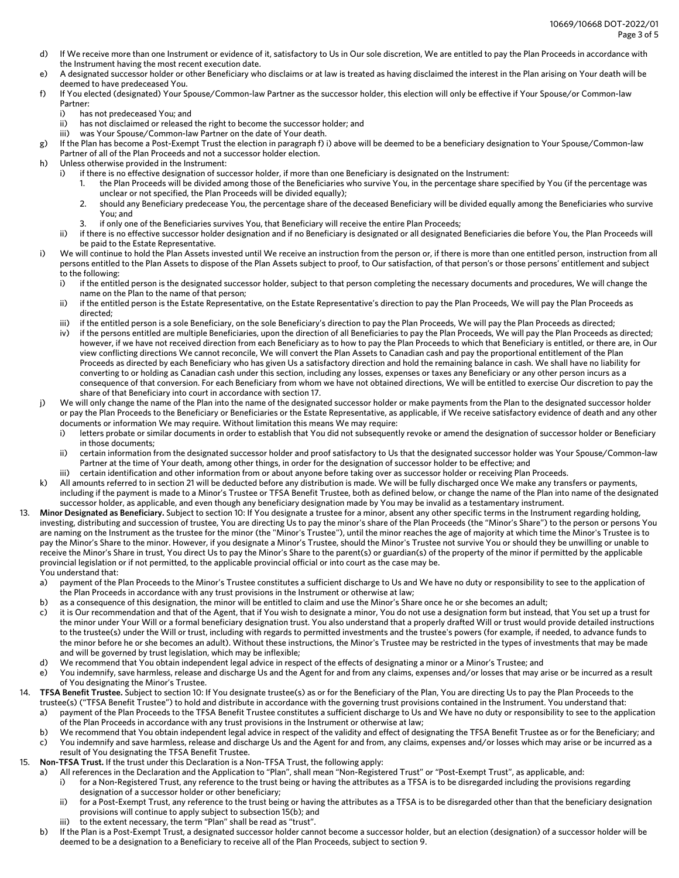d) If We receive more than one Instrument or evidence of it, satisfactory to Us in Our sole discretion, We are entitled to pay the Plan Proceeds in accordance with the Instrument having the most recent execution date.

e) A designated successor holder or other Beneficiary who disclaims or at law is treated as having disclaimed the interest in the Plan arising on Your death will be deemed to have predeceased You.

f) If You elected (designated) Your Spouse/Common-law Partner as the successor holder, this election will only be effective if Your Spouse/or Common-law Partner:
   i) has not predeceased You; and
   ii) has not disclaimed or released the right to become the successor holder; and
   iii) was Your Spouse/Common-law Partner on the date of Your death.

g) If the Plan has become a Post-Exempt Trust the election in paragraph f) i) above will be deemed to be a beneficiary designation to Your Spouse/Common-law Partner of all of the Plan Proceeds and not a successor holder election.

h) Unless otherwise provided in the Instrument:
   i) if there is no effective designation of successor holder, if more than one Beneficiary is designated on the Instrument:
      1. the Plan Proceeds will be divided among those of the Beneficiaries who survive You, in the percentage share specified by You (if the percentage was unclear or not specified, the Plan Proceeds will be divided equally);
      2. should any Beneficiary predecease You, the percentage share of the deceased Beneficiary will be divided equally among the Beneficiaries who survive You; and
      3. if only one of the Beneficiaries survives You, that Beneficiary will receive the entire Plan Proceeds;
   ii) if there is no effective successor holder designation and if no Beneficiary is designated or all designated Beneficiaries die before You, the Plan Proceeds will be paid to the Estate Representative.

i) We will continue to hold the Plan Assets invested until We receive an instruction from the person or, if there is more than one entitled person, instruction from all persons entitled to the Plan Assets to dispose of the Plan Assets subject to proof, to Our satisfaction, of that person's or those persons' entitlement and subject to the following:
   i) if the entitled person is the designated successor holder, subject to that person completing the necessary documents and procedures, We will change the name on the Plan to the name of that person;
   ii) if the entitled person is the Estate Representative, on the Estate Representative's direction to pay the Plan Proceeds, We will pay the Plan Proceeds as directed;
   iii) if the entitled person is a sole Beneficiary, on the sole Beneficiary's direction to pay the Plan Proceeds, We will pay the Plan Proceeds as directed;
   iv) if the persons entitled are multiple Beneficiaries, upon the direction of all Beneficiaries to pay the Plan Proceeds, We will pay the Plan Proceeds as directed; however, if we have not received direction from each Beneficiary as to how to pay the Plan Proceeds to which that Beneficiary is entitled, or there are, in Our view conflicting directions We cannot reconcile, We will convert the Plan Assets to Canadian cash and pay the proportional entitlement of the Plan Proceeds as directed by each Beneficiary who has given Us a satisfactory direction and hold the remaining balance in cash. We shall have no liability for converting to or holding as Canadian cash under this section, including any losses, expenses or taxes any Beneficiary or any other person incurs as a consequence of that conversion. For each Beneficiary from whom we have not obtained directions, We will be entitled to exercise Our discretion to pay the share of that Beneficiary into court in accordance with section 17.

j) We will only change the name of the Plan into the name of the designated successor holder or make payments from the Plan to the designated successor holder or pay the Plan Proceeds to the Beneficiary or Beneficiaries or the Estate Representative, as applicable, if We receive satisfactory evidence of death and any other documents or information We may require. Without limitation this means We may require:
   i) letters probate or similar documents in order to establish that You did not subsequently revoke or amend the designation of successor holder or Beneficiary in those documents;
   ii) certain information from the designated successor holder and proof satisfactory to Us that the designated successor holder was Your Spouse/Common-law Partner at the time of Your death, among other things, in order for the designation of successor holder to be effective; and
   iii) certain identification and other information from or about anyone before taking over as successor holder or receiving Plan Proceeds.

k) All amounts referred to in section 21 will be deducted before any distribution is made. We will be fully discharged once We make any transfers or payments, including if the payment is made to a Minor's Trustee or TFSA Benefit Trustee, both as defined below, or change the name of the Plan into name of the designated successor holder, as applicable, and even though any beneficiary designation made by You may be invalid as a testamentary instrument.

13. **Minor Designated as Beneficiary.** Subject to section 10: If You designate a trustee for a minor, absent any other specific terms in the Instrument regarding holding, investing, distributing and succession of trustee, You are directing Us to pay the minor's share of the Plan Proceeds (the "Minor's Share") to the person or persons You are naming on the Instrument as the trustee for the minor (the "Minor's Trustee"), until the minor reaches the age of majority at which time the Minor's Trustee is to pay the Minor's Share to the minor. However, if you designate a Minor's Trustee, should the Minor's Trustee not survive You or should they be unwilling or unable to receive the Minor's Share in trust, You direct Us to pay the Minor's Share to the parent(s) or guardian(s) of the property of the minor if permitted by the applicable provincial legislation or if not permitted, to the applicable provincial official or into court as the case may be.
   You understand that:
   a) payment of the Plan Proceeds to the Minor's Trustee constitutes a sufficient discharge to Us and We have no duty or responsibility to see to the application of the Plan Proceeds in accordance with any trust provisions in the Instrument or otherwise at law;
   b) as a consequence of this designation, the minor will be entitled to claim and use the Minor's Share once he or she becomes an adult;
   c) it is Our recommendation and that of the Agent, that if You wish to designate a minor, You do not use a designation form but instead, that You set up a trust for the minor under Your Will or a formal beneficiary designation trust. You also understand that a properly drafted Will or trust would provide detailed instructions to the trustee(s) under the Will or trust, including with regards to permitted investments and the trustee's powers (for example, if needed, to advance funds to the minor before he or she becomes an adult). Without these instructions, the Minor's Trustee may be restricted in the types of investments that may be made and will be governed by trust legislation, which may be inflexible;
   d) We recommend that You obtain independent legal advice in respect of the effects of designating a minor or a Minor's Trustee; and
   e) You indemnify, save harmless, release and discharge Us and the Agent for and from any claims, expenses and/or losses that may arise or be incurred as a result of You designating the Minor's Trustee.

14. **TFSA Benefit Trustee.** Subject to section 10: If You designate trustee(s) as or for the Beneficiary of the Plan, You are directing Us to pay the Plan Proceeds to the trustee(s) ("TFSA Benefit Trustee") to hold and distribute in accordance with the governing trust provisions contained in the Instrument. You understand that:
   a) payment of the Plan Proceeds to the TFSA Benefit Trustee constitutes a sufficient discharge to Us and We have no duty or responsibility to see to the application of the Plan Proceeds in accordance with any trust provisions in the Instrument or otherwise at law;
   b) We recommend that You obtain independent legal advice in respect of the validity and effect of designating the TFSA Benefit Trustee as or for the Beneficiary; and
   c) You indemnify and save harmless, release and discharge Us and the Agent for and from, any claims, expenses and/or losses which may arise or be incurred as a result of You designating the TFSA Benefit Trustee.

15. **Non-TFSA Trust.** If the trust under this Declaration is a Non-TFSA Trust, the following apply:
   a) All references in the Declaration and the Application to "Plan", shall mean "Non-Registered Trust" or "Post-Exempt Trust", as applicable, and:
      i) for a Non-Registered Trust, any reference to the trust being or having the attributes as a TFSA is to be disregarded including the provisions regarding designation of a successor holder or other beneficiary;
      ii) for a Post-Exempt Trust, any reference to the trust being or having the attributes as a TFSA is to be disregarded other than that the beneficiary designation provisions will continue to apply subject to subsection 15(b); and
      iii) to the extent necessary, the term "Plan" shall be read as "trust".
   b) If the Plan is a Post-Exempt Trust, a designated successor holder cannot become a successor holder, but an election (designation) of a successor holder will be deemed to be a designation to a Beneficiary to receive all of the Plan Proceeds, subject to section 9.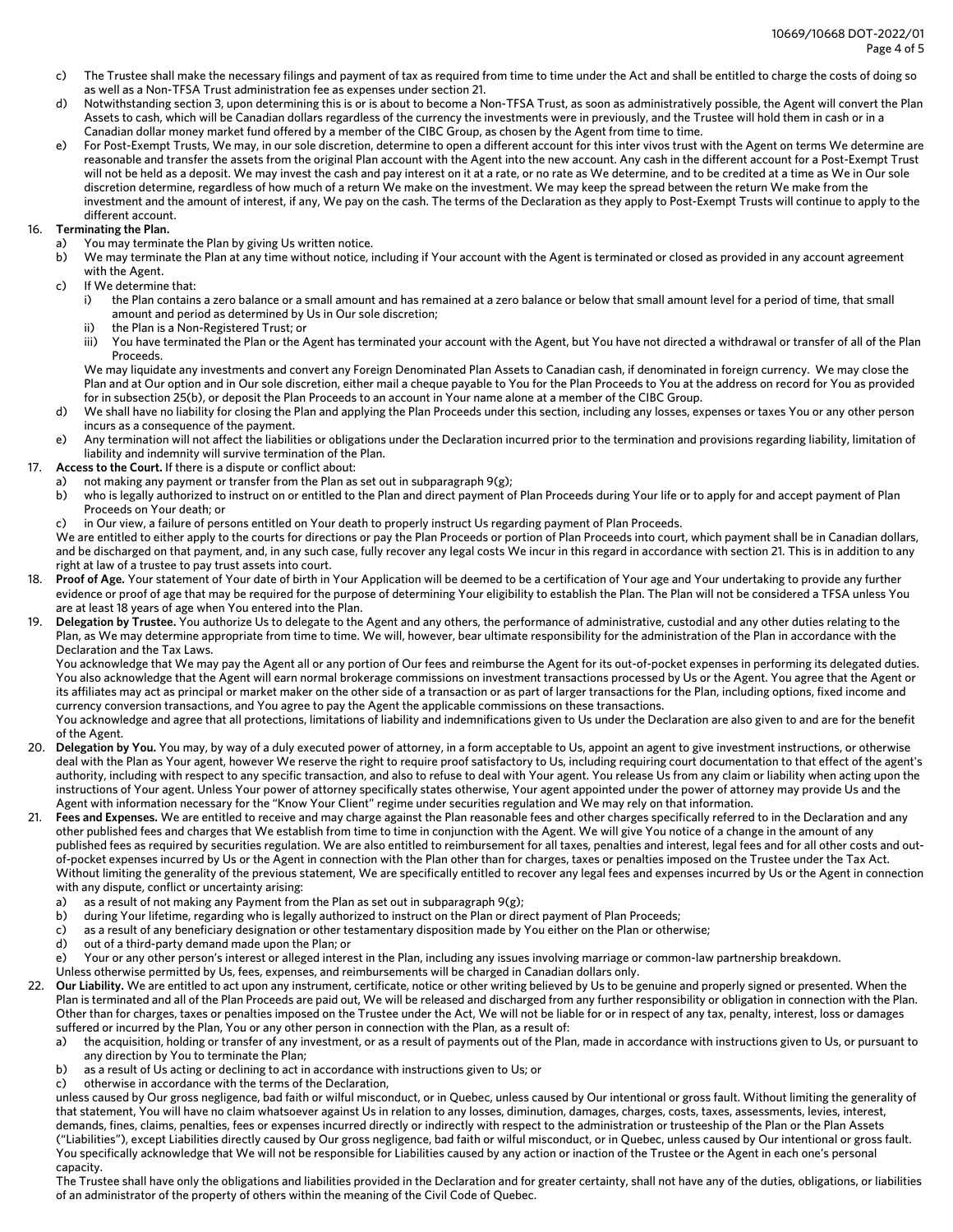c) The Trustee shall make the necessary filings and payment of tax as required from time to time under the Act and shall be entitled to charge the costs of doing so as well as a Non-TFSA Trust administration fee as expenses under section 21.

d) Notwithstanding section 3, upon determining this is or is about to become a Non-TFSA Trust, as soon as administratively possible, the Agent will convert the Plan Assets to cash, which will be Canadian dollars regardless of the currency the investments were in previously, and the Trustee will hold them in cash or in a Canadian dollar money market fund offered by a member of the CIBC Group, as chosen by the Agent from time to time.

e) For Post-Exempt Trusts, We may, in our sole discretion, determine to open a different account for this inter vivos trust with the Agent on terms We determine are reasonable and transfer the assets from the original Plan account with the Agent into the new account. Any cash in the different account for a Post-Exempt Trust will not be held as a deposit. We may invest the cash and pay interest on it at a rate, or no rate as We determine, and to be credited at a time as We in Our sole discretion determine, regardless of how much of a return We make on the investment. We may keep the spread between the return We make from the investment and the amount of interest, if any, We pay on the cash. The terms of the Declaration as they apply to Post-Exempt Trusts will continue to apply to the different account.

16. **Terminating the Plan.**

a) You may terminate the Plan by giving Us written notice.

b) We may terminate the Plan at any time without notice, including if Your account with the Agent is terminated or closed as provided in any account agreement with the Agent.

c) If We determine that:

i) the Plan contains a zero balance or a small amount and has remained at a zero balance or below that small amount level for a period of time, that small amount and period as determined by Us in Our sole discretion;

ii) the Plan is a Non-Registered Trust; or

iii) You have terminated the Plan or the Agent has terminated your account with the Agent, but You have not directed a withdrawal or transfer of all of the Plan Proceeds.

We may liquidate any investments and convert any Foreign Denominated Plan Assets to Canadian cash, if denominated in foreign currency. We may close the Plan and at Our option and in Our sole discretion, either mail a cheque payable to You for the Plan Proceeds to You at the address on record for You as provided for in subsection 25(b), or deposit the Plan Proceeds to an account in Your name alone at a member of the CIBC Group.

d) We shall have no liability for closing the Plan and applying the Plan Proceeds under this section, including any losses, expenses or taxes You or any other person incurs as a consequence of the payment.

e) Any termination will not affect the liabilities or obligations under the Declaration incurred prior to the termination and provisions regarding liability, limitation of liability and indemnity will survive termination of the Plan.

17. **Access to the Court.** If there is a dispute or conflict about:

a) not making any payment or transfer from the Plan as set out in subparagraph 9(g);

b) who is legally authorized to instruct on or entitled to the Plan and direct payment of Plan Proceeds during Your life or to apply for and accept payment of Plan Proceeds on Your death; or

c) in Our view, a failure of persons entitled on Your death to properly instruct Us regarding payment of Plan Proceeds.

We are entitled to either apply to the courts for directions or pay the Plan Proceeds or portion of Plan Proceeds into court, which payment shall be in Canadian dollars, and be discharged on that payment, and, in any such case, fully recover any legal costs We incur in this regard in accordance with section 21. This is in addition to any right at law of a trustee to pay trust assets into court.

18. **Proof of Age.** Your statement of Your date of birth in Your Application will be deemed to be a certification of Your age and Your undertaking to provide any further evidence or proof of age that may be required for the purpose of determining Your eligibility to establish the Plan. The Plan will not be considered a TFSA unless You are at least 18 years of age when You entered into the Plan.

19. **Delegation by Trustee.** You authorize Us to delegate to the Agent and any others, the performance of administrative, custodial and any other duties relating to the Plan, as We may determine appropriate from time to time. We will, however, bear ultimate responsibility for the administration of the Plan in accordance with the Declaration and the Tax Laws.

You acknowledge that We may pay the Agent all or any portion of Our fees and reimburse the Agent for its out-of-pocket expenses in performing its delegated duties. You also acknowledge that the Agent will earn normal brokerage commissions on investment transactions processed by Us or the Agent. You agree that the Agent or its affiliates may act as principal or market maker on the other side of a transaction or as part of larger transactions for the Plan, including options, fixed income and currency conversion transactions, and You agree to pay the Agent the applicable commissions on these transactions.

You acknowledge and agree that all protections, limitations of liability and indemnifications given to Us under the Declaration are also given to and are for the benefit of the Agent.

20. **Delegation by You.** You may, by way of a duly executed power of attorney, in a form acceptable to Us, appoint an agent to give investment instructions, or otherwise deal with the Plan as Your agent, however We reserve the right to require proof satisfactory to Us, including requiring court documentation to that effect of the agent's authority, including with respect to any specific transaction, and also to refuse to deal with Your agent. You release Us from any claim or liability when acting upon the instructions of Your agent. Unless Your power of attorney specifically states otherwise, Your agent appointed under the power of attorney may provide Us and the Agent with information necessary for the "Know Your Client" regime under securities regulation and We may rely on that information.

21. **Fees and Expenses.** We are entitled to receive and may charge against the Plan reasonable fees and other charges specifically referred to in the Declaration and any other published fees and charges that We establish from time to time in conjunction with the Agent. We will give You notice of a change in the amount of any published fees as required by securities regulation. We are also entitled to reimbursement for all taxes, penalties and interest, legal fees and for all other costs and out-of-pocket expenses incurred by Us or the Agent in connection with the Plan other than for charges, taxes or penalties imposed on the Trustee under the Tax Act. Without limiting the generality of the previous statement, We are specifically entitled to recover any legal fees and expenses incurred by Us or the Agent in connection with any dispute, conflict or uncertainty arising:

a) as a result of not making any Payment from the Plan as set out in subparagraph 9(g);

b) during Your lifetime, regarding who is legally authorized to instruct on the Plan or direct payment of Plan Proceeds;

c) as a result of any beneficiary designation or other testamentary disposition made by You either on the Plan or otherwise;

d) out of a third-party demand made upon the Plan; or

e) Your or any other person's interest or alleged interest in the Plan, including any issues involving marriage or common-law partnership breakdown.

Unless otherwise permitted by Us, fees, expenses, and reimbursements will be charged in Canadian dollars only.

22. **Our Liability.** We are entitled to act upon any instrument, certificate, notice or other writing believed by Us to be genuine and properly signed or presented. When the Plan is terminated and all of the Plan Proceeds are paid out, We will be released and discharged from any further responsibility or obligation in connection with the Plan. Other than for charges, taxes or penalties imposed on the Trustee under the Act, We will not be liable for or in respect of any tax, penalty, interest, loss or damages suffered or incurred by the Plan, You or any other person in connection with the Plan, as a result of:

a) the acquisition, holding or transfer of any investment, or as a result of payments out of the Plan, made in accordance with instructions given to Us, or pursuant to any direction by You to terminate the Plan;

b) as a result of Us acting or declining to act in accordance with instructions given to Us; or

c) otherwise in accordance with the terms of the Declaration,

unless caused by Our gross negligence, bad faith or wilful misconduct, or in Quebec, unless caused by Our intentional or gross fault. Without limiting the generality of that statement, You will have no claim whatsoever against Us in relation to any losses, diminution, damages, charges, costs, taxes, assessments, levies, interest, demands, fines, claims, penalties, fees or expenses incurred directly or indirectly with respect to the administration or trusteeship of the Plan or the Plan Assets ("Liabilities"), except Liabilities directly caused by Our gross negligence, bad faith or wilful misconduct, or in Quebec, unless caused by Our intentional or gross fault. You specifically acknowledge that We will not be responsible for Liabilities caused by any action or inaction of the Trustee or the Agent in each one's personal capacity.

The Trustee shall have only the obligations and liabilities provided in the Declaration and for greater certainty, shall not have any of the duties, obligations, or liabilities of an administrator of the property of others within the meaning of the Civil Code of Quebec.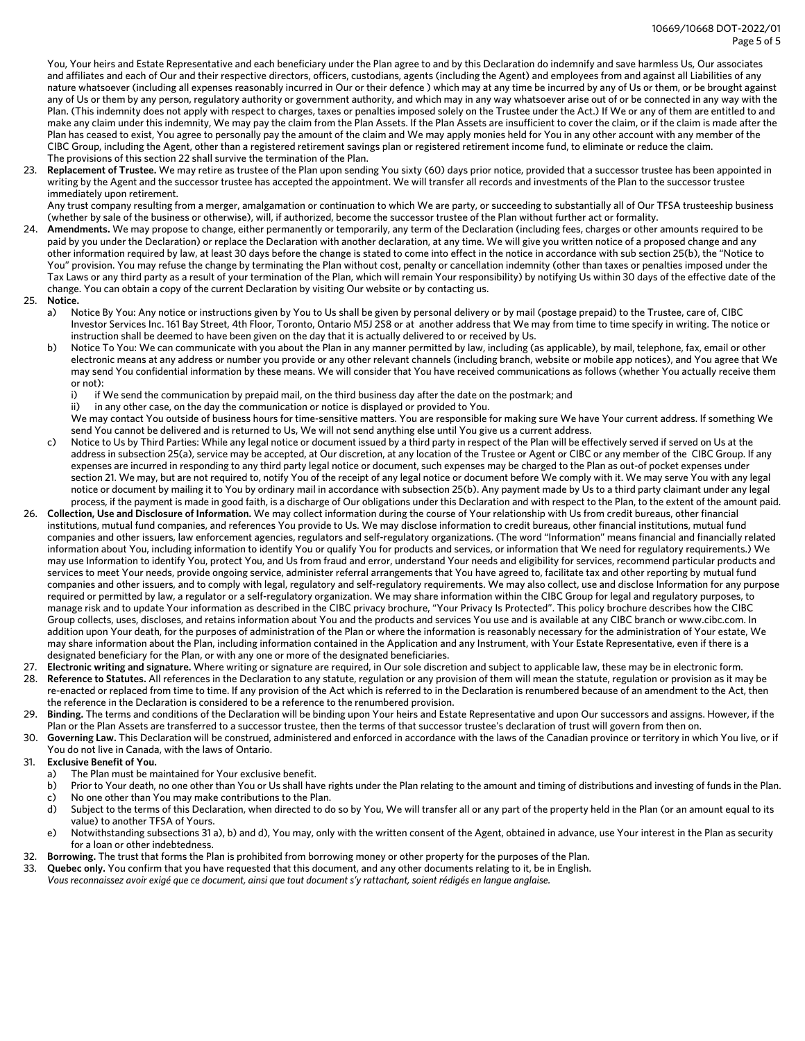You, Your heirs and Estate Representative and each beneficiary under the Plan agree to and by this Declaration do indemnify and save harmless Us, Our associates and affiliates and each of Our and their respective directors, officers, custodians, agents (including the Agent) and employees from and against all Liabilities of any nature whatsoever (including all expenses reasonably incurred in Our or their defence ) which may at any time be incurred by any of Us or them, or be brought against any of Us or them by any person, regulatory authority or government authority, and which may in any way whatsoever arise out of or be connected in any way with the Plan. (This indemnity does not apply with respect to charges, taxes or penalties imposed solely on the Trustee under the Act.) If We or any of them are entitled to and make any claim under this indemnity, We may pay the claim from the Plan Assets. If the Plan Assets are insufficient to cover the claim, or if the claim is made after the Plan has ceased to exist, You agree to personally pay the amount of the claim and We may apply monies held for You in any other account with any member of the CIBC Group, including the Agent, other than a registered retirement savings plan or registered retirement income fund, to eliminate or reduce the claim. The provisions of this section 22 shall survive the termination of the Plan.

23. **Replacement of Trustee.** We may retire as trustee of the Plan upon sending You sixty (60) days prior notice, provided that a successor trustee has been appointed in writing by the Agent and the successor trustee has accepted the appointment. We will transfer all records and investments of the Plan to the successor trustee immediately upon retirement.
    Any trust company resulting from a merger, amalgamation or continuation to which We are party, or succeeding to substantially all of Our TFSA trusteeship business (whether by sale of the business or otherwise), will, if authorized, become the successor trustee of the Plan without further act or formality.
24. **Amendments.** We may propose to change, either permanently or temporarily, any term of the Declaration (including fees, charges or other amounts required to be paid by you under the Declaration) or replace the Declaration with another declaration, at any time. We will give you written notice of a proposed change and any other information required by law, at least 30 days before the change is stated to come into effect in the notice in accordance with sub section 25(b), the "Notice to You" provision. You may refuse the change by terminating the Plan without cost, penalty or cancellation indemnity (other than taxes or penalties imposed under the Tax Laws or any third party as a result of your termination of the Plan, which will remain Your responsibility) by notifying Us within 30 days of the effective date of the change. You can obtain a copy of the current Declaration by visiting Our website or by contacting us.
25. **Notice.**
    a) Notice By You: Any notice or instructions given by You to Us shall be given by personal delivery or by mail (postage prepaid) to the Trustee, care of, CIBC Investor Services Inc. 161 Bay Street, 4th Floor, Toronto, Ontario M5J 2S8 or at another address that We may from time to time specify in writing. The notice or instruction shall be deemed to have been given on the day that it is actually delivered to or received by Us.
    b) Notice To You: We can communicate with you about the Plan in any manner permitted by law, including (as applicable), by mail, telephone, fax, email or other electronic means at any address or number you provide or any other relevant channels (including branch, website or mobile app notices), and You agree that We may send You confidential information by these means. We will consider that You have received communications as follows (whether You actually receive them or not):
       i) if We send the communication by prepaid mail, on the third business day after the date on the postmark; and
       ii) in any other case, on the day the communication or notice is displayed or provided to You.

       We may contact You outside of business hours for time-sensitive matters. You are responsible for making sure We have Your current address. If something We send You cannot be delivered and is returned to Us, We will not send anything else until You give us a current address.
    c) Notice to Us by Third Parties: While any legal notice or document issued by a third party in respect of the Plan will be effectively served if served on Us at the address in subsection 25(a), service may be accepted, at Our discretion, at any location of the Trustee or Agent or CIBC or any member of the CIBC Group. If any expenses are incurred in responding to any third party legal notice or document, such expenses may be charged to the Plan as out-of pocket expenses under section 21. We may, but are not required to, notify You of the receipt of any legal notice or document before We comply with it. We may serve You with any legal notice or document by mailing it to You by ordinary mail in accordance with subsection 25(b). Any payment made by Us to a third party claimant under any legal process, if the payment is made in good faith, is a discharge of Our obligations under this Declaration and with respect to the Plan, to the extent of the amount paid.
26. **Collection, Use and Disclosure of Information.** We may collect information during the course of Your relationship with Us from credit bureaus, other financial institutions, mutual fund companies, and references You provide to Us. We may disclose information to credit bureaus, other financial institutions, mutual fund companies and other issuers, law enforcement agencies, regulators and self-regulatory organizations. (The word "Information" means financial and financially related information about You, including information to identify You or qualify You for products and services, or information that We need for regulatory requirements.) We may use Information to identify You, protect You, and Us from fraud and error, understand Your needs and eligibility for services, recommend particular products and services to meet Your needs, provide ongoing service, administer referral arrangements that You have agreed to, facilitate tax and other reporting by mutual fund companies and other issuers, and to comply with legal, regulatory and self-regulatory requirements. We may also collect, use and disclose Information for any purpose required or permitted by law, a regulator or a self-regulatory organization. We may share information within the CIBC Group for legal and regulatory purposes, to manage risk and to update Your information as described in the CIBC privacy brochure, "Your Privacy Is Protected". This policy brochure describes how the CIBC Group collects, uses, discloses, and retains information about You and the products and services You use and is available at any CIBC branch or www.cibc.com. In addition upon Your death, for the purposes of administration of the Plan or where the information is reasonably necessary for the administration of Your estate, We may share information about the Plan, including information contained in the Application and any Instrument, with Your Estate Representative, even if there is a designated beneficiary for the Plan, or with any one or more of the designated beneficiaries.
27. **Electronic writing and signature.** Where writing or signature are required, in Our sole discretion and subject to applicable law, these may be in electronic form.
28. **Reference to Statutes.** All references in the Declaration to any statute, regulation or any provision of them will mean the statute, regulation or provision as it may be re-enacted or replaced from time to time. If any provision of the Act which is referred to in the Declaration is renumbered because of an amendment to the Act, then the reference in the Declaration is considered to be a reference to the renumbered provision.
29. **Binding.** The terms and conditions of the Declaration will be binding upon Your heirs and Estate Representative and upon Our successors and assigns. However, if the Plan or the Plan Assets are transferred to a successor trustee, then the terms of that successor trustee's declaration of trust will govern from then on.
30. **Governing Law.** This Declaration will be construed, administered and enforced in accordance with the laws of the Canadian province or territory in which You live, or if You do not live in Canada, with the laws of Ontario.
31. **Exclusive Benefit of You.**
    a) The Plan must be maintained for Your exclusive benefit.
    b) Prior to Your death, no one other than You or Us shall have rights under the Plan relating to the amount and timing of distributions and investing of funds in the Plan.
    c) No one other than You may make contributions to the Plan.
    d) Subject to the terms of this Declaration, when directed to do so by You, We will transfer all or any part of the property held in the Plan (or an amount equal to its value) to another TFSA of Yours.
    e) Notwithstanding subsections 31 a), b) and d), You may, only with the written consent of the Agent, obtained in advance, use Your interest in the Plan as security for a loan or other indebtedness.
32. **Borrowing.** The trust that forms the Plan is prohibited from borrowing money or other property for the purposes of the Plan.
33. **Quebec only.** You confirm that you have requested that this document, and any other documents relating to it, be in English.
    *Vous reconnaissez avoir exigé que ce document, ainsi que tout document s'y rattachant, soient rédigés en langue anglaise.*